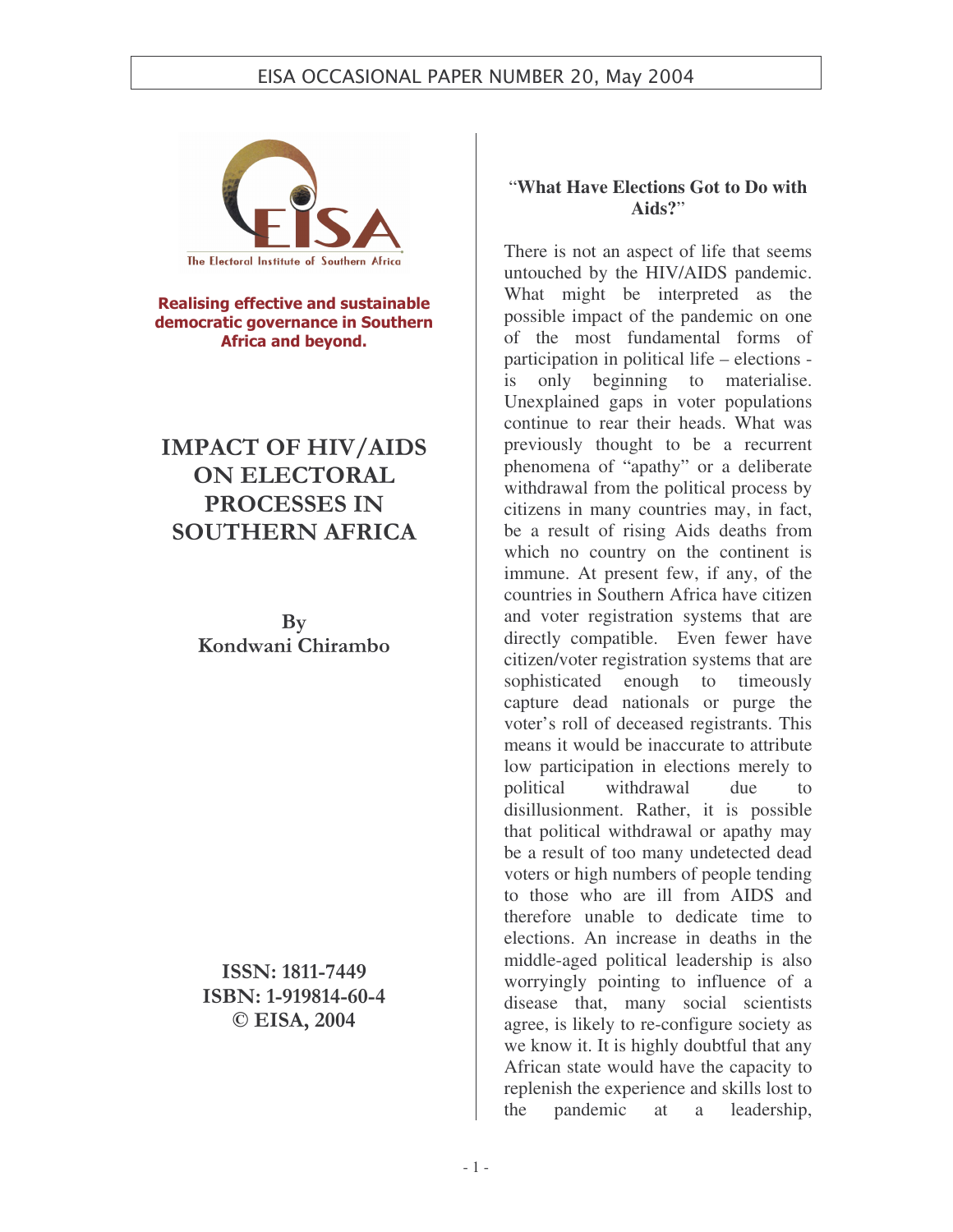EISA OCCASIONAL PAPER NUMBER 20, May 2004

The Electoral Institute of Southern Africa

**Realising effective and sustainable democratic governance in Southern Africa and beyond.**

# IMPACT OF HIV/AIDS ON ELECTORAL PROCESSES IN SOUTHERN AFRICA

**By**
**Kondwani Chirambo**

**ISSN: 1811-7449**
**ISBN: 1-919814-60-4**
**© EISA, 2004**

## "What Have Elections Got to Do with Aids?"

There is not an aspect of life that seems untouched by the HIV/AIDS pandemic. What might be interpreted as the possible impact of the pandemic on one of the most fundamental forms of participation in political life – elections - is only beginning to materialise. Unexplained gaps in voter populations continue to rear their heads. What was previously thought to be a recurrent phenomena of "apathy" or a deliberate withdrawal from the political process by citizens in many countries may, in fact, be a result of rising Aids deaths from which no country on the continent is immune. At present few, if any, of the countries in Southern Africa have citizen and voter registration systems that are directly compatible. Even fewer have citizen/voter registration systems that are sophisticated enough to timeously capture dead nationals or purge the voter's roll of deceased registrants. This means it would be inaccurate to attribute low participation in elections merely to political withdrawal due to disillusionment. Rather, it is possible that political withdrawal or apathy may be a result of too many undetected dead voters or high numbers of people tending to those who are ill from AIDS and therefore unable to dedicate time to elections. An increase in deaths in the middle-aged political leadership is also worryingly pointing to influence of a disease that, many social scientists agree, is likely to re-configure society as we know it. It is highly doubtful that any African state would have the capacity to replenish the experience and skills lost to the pandemic at a leadership,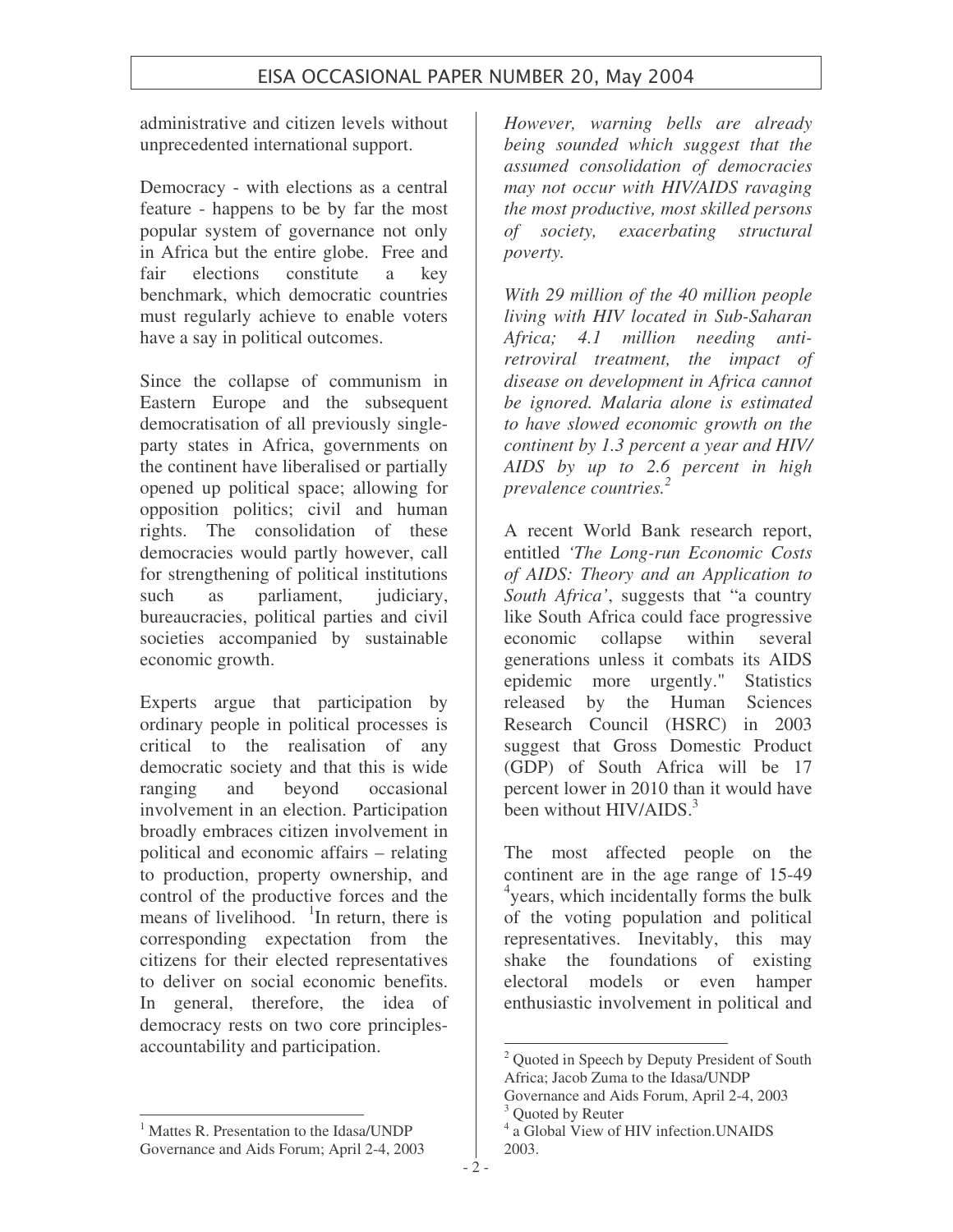administrative and citizen levels without unprecedented international support.

Democracy - with elections as a central feature - happens to be by far the most popular system of governance not only in Africa but the entire globe. Free and fair elections constitute a key benchmark, which democratic countries must regularly achieve to enable voters have a say in political outcomes.

Since the collapse of communism in Eastern Europe and the subsequent democratisation of all previously single-party states in Africa, governments on the continent have liberalised or partially opened up political space; allowing for opposition politics; civil and human rights. The consolidation of these democracies would partly however, call for strengthening of political institutions such as parliament, judiciary, bureaucracies, political parties and civil societies accompanied by sustainable economic growth.

Experts argue that participation by ordinary people in political processes is critical to the realisation of any democratic society and that this is wide ranging and beyond occasional involvement in an election. Participation broadly embraces citizen involvement in political and economic affairs – relating to production, property ownership, and control of the productive forces and the means of livelihood. [1]In return, there is corresponding expectation from the citizens for their elected representatives to deliver on social economic benefits. In general, therefore, the idea of democracy rests on two core principles-accountability and participation.

*However, warning bells are already being sounded which suggest that the assumed consolidation of democracies may not occur with HIV/AIDS ravaging the most productive, most skilled persons of society, exacerbating structural poverty.*

*With 29 million of the 40 million people living with HIV located in Sub-Saharan Africa; 4.1 million needing anti-retroviral treatment, the impact of disease on development in Africa cannot be ignored. Malaria alone is estimated to have slowed economic growth on the continent by 1.3 percent a year and HIV/ AIDS by up to 2.6 percent in high prevalence countries.*[2]

A recent World Bank research report, entitled *'The Long-run Economic Costs of AIDS: Theory and an Application to South Africa'*, suggests that "a country like South Africa could face progressive economic collapse within several generations unless it combats its AIDS epidemic more urgently." Statistics released by the Human Sciences Research Council (HSRC) in 2003 suggest that Gross Domestic Product (GDP) of South Africa will be 17 percent lower in 2010 than it would have been without HIV/AIDS.[3]

The most affected people on the continent are in the age range of 15-49 [4]years, which incidentally forms the bulk of the voting population and political representatives. Inevitably, this may shake the foundations of existing electoral models or even hamper enthusiastic involvement in political and

---

[1] Mattes R. Presentation to the Idasa/UNDP Governance and Aids Forum; April 2-4, 2003

[2] Quoted in Speech by Deputy President of South Africa; Jacob Zuma to the Idasa/UNDP Governance and Aids Forum, April 2-4, 2003

[3] Quoted by Reuter

[4] a Global View of HIV infection.UNAIDS 2003.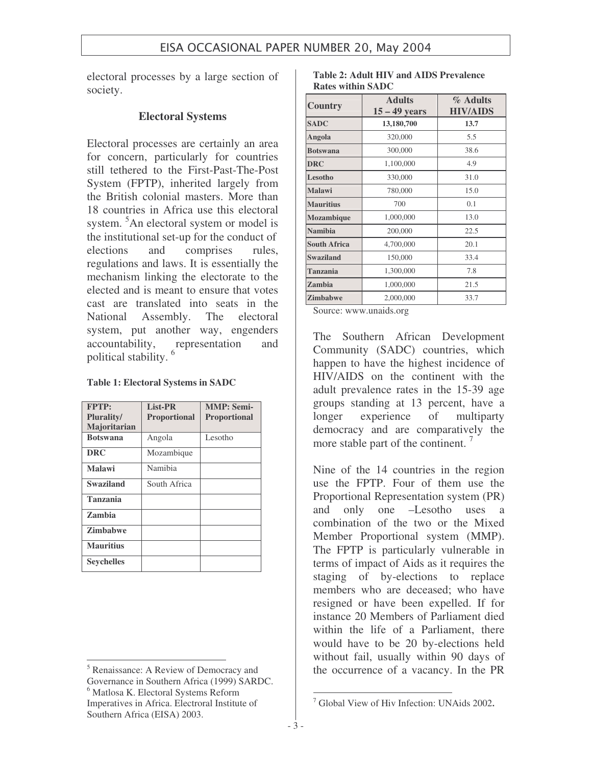electoral processes by a large section of society.

## Electoral Systems

Electoral processes are certainly an area for concern, particularly for countries still tethered to the First-Past-The-Post System (FPTP), inherited largely from the British colonial masters. More than 18 countries in Africa use this electoral system. [5]An electoral system or model is the institutional set-up for the conduct of elections and comprises rules, regulations and laws. It is essentially the mechanism linking the electorate to the elected and is meant to ensure that votes cast are translated into seats in the National Assembly. The electoral system, put another way, engenders accountability, representation and political stability. [6]

**Table 1: Electoral Systems in SADC**

| FPTP: Plurality/ Majoritarian | List-PR Proportional | MMP: Semi-Proportional |
|---|---|---|
| **Botswana** | Angola | Lesotho |
| **DRC** | Mozambique | |
| **Malawi** | Namibia | |
| **Swaziland** | South Africa | |
| **Tanzania** | | |
| **Zambia** | | |
| **Zimbabwe** | | |
| **Mauritius** | | |
| **Seychelles** | | |

**Table 2: Adult HIV and AIDS Prevalence Rates within SADC**

| Country | Adults 15 – 49 years | % Adults HIV/AIDS |
|---|---|---|
| **SADC** | **13,180,700** | **13.7** |
| **Angola** | 320,000 | 5.5 |
| **Botswana** | 300,000 | 38.6 |
| **DRC** | 1,100,000 | 4.9 |
| **Lesotho** | 330,000 | 31.0 |
| **Malawi** | 780,000 | 15.0 |
| **Mauritius** | 700 | 0.1 |
| **Mozambique** | 1,000,000 | 13.0 |
| **Namibia** | 200,000 | 22.5 |
| **South Africa** | 4,700,000 | 20.1 |
| **Swaziland** | 150,000 | 33.4 |
| **Tanzania** | 1,300,000 | 7.8 |
| **Zambia** | 1,000,000 | 21.5 |
| **Zimbabwe** | 2,000,000 | 33.7 |

Source: www.unaids.org

The Southern African Development Community (SADC) countries, which happen to have the highest incidence of HIV/AIDS on the continent with the adult prevalence rates in the 15-39 age groups standing at 13 percent, have a longer experience of multiparty democracy and are comparatively the more stable part of the continent. [7]

Nine of the 14 countries in the region use the FPTP. Four of them use the Proportional Representation system (PR) and only one –Lesotho uses a combination of the two or the Mixed Member Proportional system (MMP). The FPTP is particularly vulnerable in terms of impact of Aids as it requires the staging of by-elections to replace members who are deceased; who have resigned or have been expelled. If for instance 20 Members of Parliament died within the life of a Parliament, there would have to be 20 by-elections held without fail, usually within 90 days of the occurrence of a vacancy. In the PR

---

[5] Renaissance: A Review of Democracy and Governance in Southern Africa (1999) SARDC.

[6] Matlosa K. Electoral Systems Reform Imperatives in Africa. Electroral Institute of Southern Africa (EISA) 2003.

[7] Global View of Hiv Infection: UNAids 2002.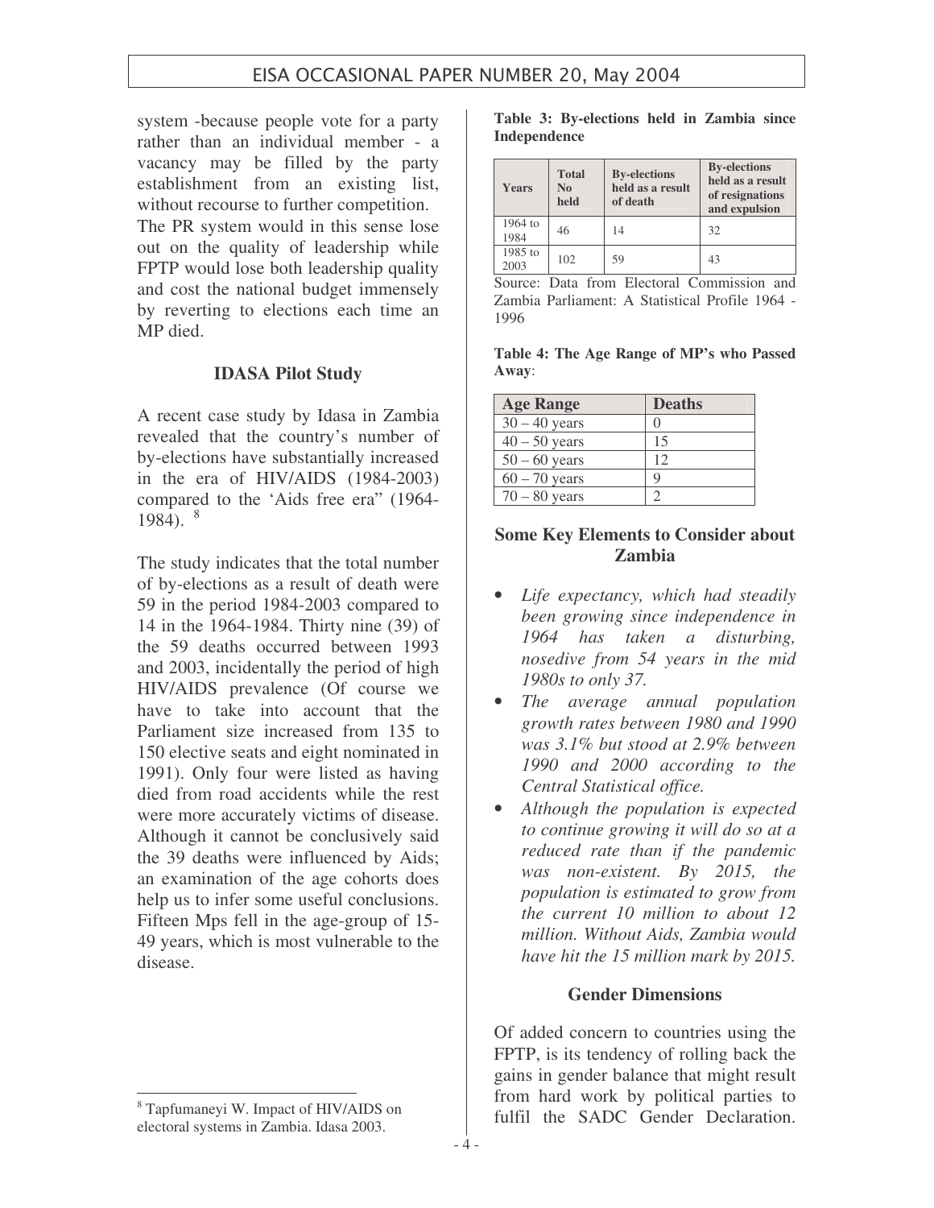system -because people vote for a party rather than an individual member - a vacancy may be filled by the party establishment from an existing list, without recourse to further competition. The PR system would in this sense lose out on the quality of leadership while FPTP would lose both leadership quality and cost the national budget immensely by reverting to elections each time an MP died.

### IDASA Pilot Study

A recent case study by Idasa in Zambia revealed that the country's number of by-elections have substantially increased in the era of HIV/AIDS (1984-2003) compared to the 'Aids free era" (1964-1984). [8]

The study indicates that the total number of by-elections as a result of death were 59 in the period 1984-2003 compared to 14 in the 1964-1984. Thirty nine (39) of the 59 deaths occurred between 1993 and 2003, incidentally the period of high HIV/AIDS prevalence (Of course we have to take into account that the Parliament size increased from 135 to 150 elective seats and eight nominated in 1991). Only four were listed as having died from road accidents while the rest were more accurately victims of disease. Although it cannot be conclusively said the 39 deaths were influenced by Aids; an examination of the age cohorts does help us to infer some useful conclusions. Fifteen Mps fell in the age-group of 15-49 years, which is most vulnerable to the disease.

**Table 3: By-elections held in Zambia since Independence**

| Years | Total No held | By-elections held as a result of death | By-elections held as a result of resignations and expulsion |
|---|---|---|---|
| 1964 to 1984 | 46 | 14 | 32 |
| 1985 to 2003 | 102 | 59 | 43 |

Source: Data from Electoral Commission and Zambia Parliament: A Statistical Profile 1964 - 1996

**Table 4: The Age Range of MP's who Passed Away**:

| Age Range | Deaths |
|---|---|
| 30 – 40 years | 0 |
| 40 – 50 years | 15 |
| 50 – 60 years | 12 |
| 60 – 70 years | 9 |
| 70 – 80 years | 2 |

### Some Key Elements to Consider about Zambia

- *Life expectancy, which had steadily been growing since independence in 1964 has taken a disturbing, nosedive from 54 years in the mid 1980s to only 37.*
- *The average annual population growth rates between 1980 and 1990 was 3.1% but stood at 2.9% between 1990 and 2000 according to the Central Statistical office.*
- *Although the population is expected to continue growing it will do so at a reduced rate than if the pandemic was non-existent. By 2015, the population is estimated to grow from the current 10 million to about 12 million. Without Aids, Zambia would have hit the 15 million mark by 2015.*

### Gender Dimensions

Of added concern to countries using the FPTP, is its tendency of rolling back the gains in gender balance that might result from hard work by political parties to fulfil the SADC Gender Declaration.

---

[8] Tapfumaneyi W. Impact of HIV/AIDS on electoral systems in Zambia. Idasa 2003.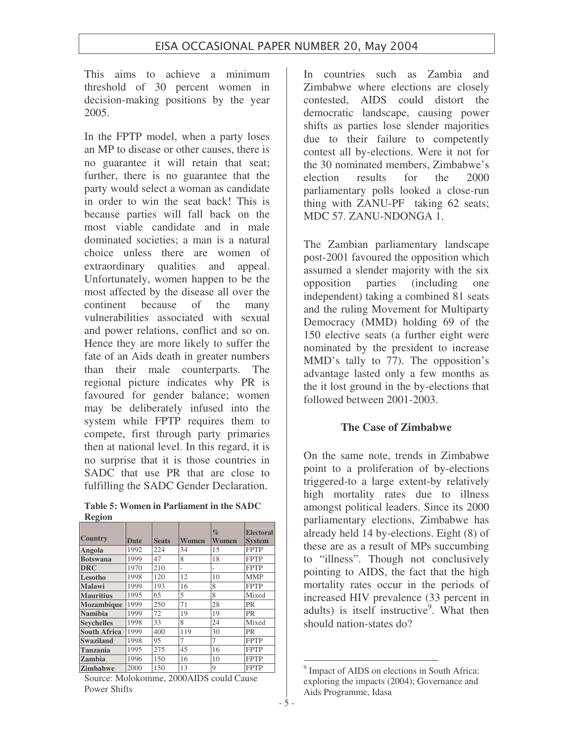This aims to achieve a minimum threshold of 30 percent women in decision-making positions by the year 2005.

In the FPTP model, when a party loses an MP to disease or other causes, there is no guarantee it will retain that seat; further, there is no guarantee that the party would select a woman as candidate in order to win the seat back! This is because parties will fall back on the most viable candidate and in male dominated societies; a man is a natural choice unless there are women of extraordinary qualities and appeal. Unfortunately, women happen to be the most affected by the disease all over the continent because of the many vulnerabilities associated with sexual and power relations, conflict and so on. Hence they are more likely to suffer the fate of an Aids death in greater numbers than their male counterparts. The regional picture indicates why PR is favoured for gender balance; women may be deliberately infused into the system while FPTP requires them to compete, first through party primaries then at national level. In this regard, it is no surprise that it is those countries in SADC that use PR that are close to fulfilling the SADC Gender Declaration.

**Table 5: Women in Parliament in the SADC Region**

| Country | Date | Seats | Women | % Women | Electoral System |
|---|---|---|---|---|---|
| **Angola** | 1992 | 224 | 34 | 15 | FPTP |
| **Botswana** | 1999 | 47 | 8 | 18 | FPTP |
| **DRC** | 1970 | 210 | - | - | FPTP |
| **Lesotho** | 1998 | 120 | 12 | 10 | MMP |
| **Malawi** | 1999 | 193 | 16 | 8 | FPTP |
| **Mauritius** | 1995 | 65 | 5 | 8 | Mixed |
| **Mozambique** | 1999 | 250 | 71 | 28 | PR |
| **Namibia** | 1999 | 72 | 19 | 19 | PR |
| **Seychelles** | 1998 | 33 | 8 | 24 | Mixed |
| **South Africa** | 1999 | 400 | 119 | 30 | PR |
| **Swaziland** | 1998 | 95 | 7 | 7 | FPTP |
| **Tanzania** | 1995 | 275 | 45 | 16 | FPTP |
| **Zambia** | 1996 | 150 | 16 | 10 | FPTP |
| **Zimbabwe** | 2000 | 150 | 13 | 9 | FPTP |

Source: Molokomme, 2000AIDS could Cause Power Shifts

In countries such as Zambia and Zimbabwe where elections are closely contested, AIDS could distort the democratic landscape, causing power shifts as parties lose slender majorities due to their failure to competently contest all by-elections. Were it not for the 30 nominated members, Zimbabwe's election results for the 2000 parliamentary polls looked a close-run thing with ZANU-PF taking 62 seats; MDC 57. ZANU-NDONGA 1.

The Zambian parliamentary landscape post-2001 favoured the opposition which assumed a slender majority with the six opposition parties (including one independent) taking a combined 81 seats and the ruling Movement for Multiparty Democracy (MMD) holding 69 of the 150 elective seats (a further eight were nominated by the president to increase MMD's tally to 77). The opposition's advantage lasted only a few months as the it lost ground in the by-elections that followed between 2001-2003.

### The Case of Zimbabwe

On the same note, trends in Zimbabwe point to a proliferation of by-elections triggered-to a large extent-by relatively high mortality rates due to illness amongst political leaders. Since its 2000 parliamentary elections, Zimbabwe has already held 14 by-elections. Eight (8) of these are as a result of MPs succumbing to "illness". Though not conclusively pointing to AIDS, the fact that the high mortality rates occur in the periods of increased HIV prevalence (33 percent in adults) is itself instructive[9]. What then should nation-states do?

[9] Impact of AIDS on elections in South Africa: exploring the impacts (2004); Governance and Aids Programme, Idasa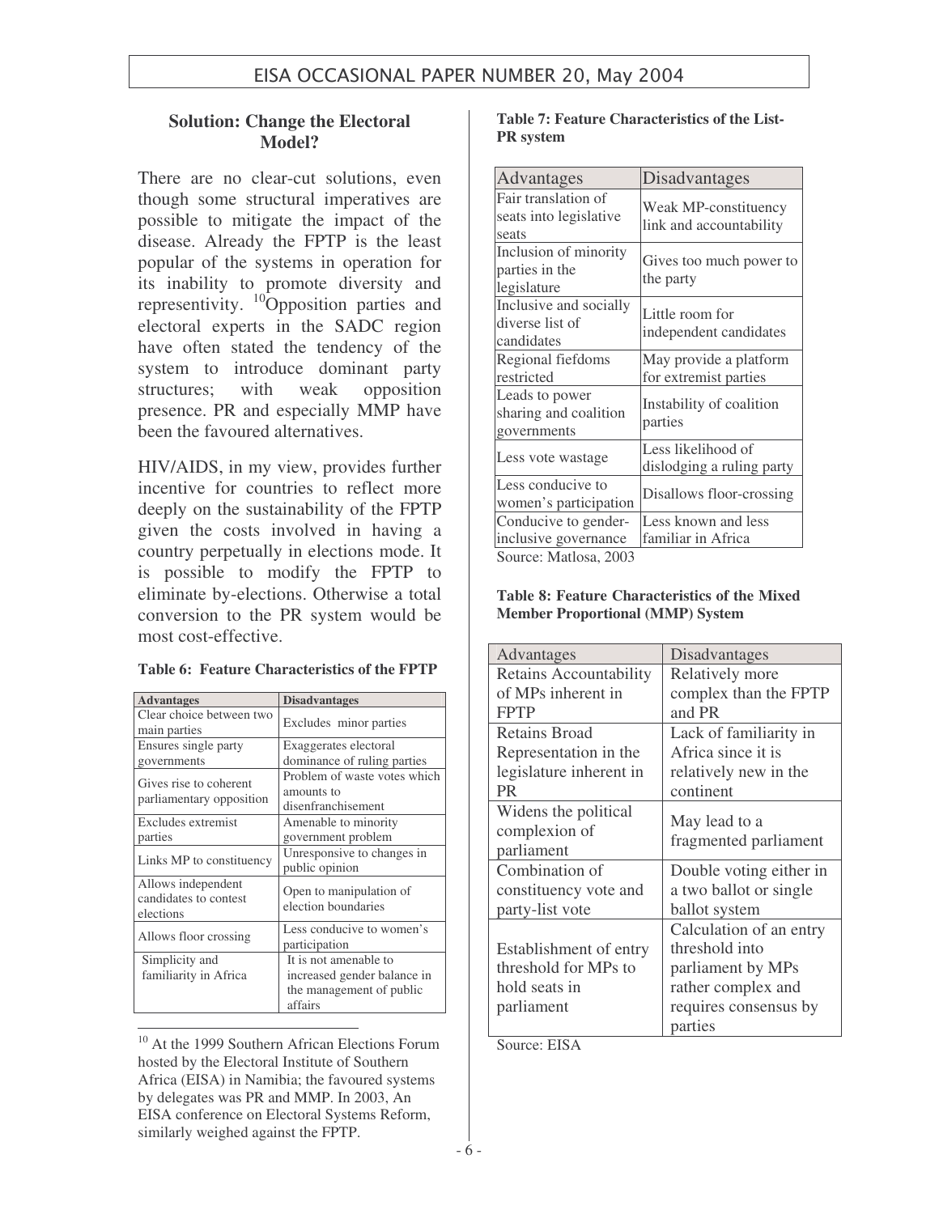## Solution: Change the Electoral Model?

There are no clear-cut solutions, even though some structural imperatives are possible to mitigate the impact of the disease. Already the FPTP is the least popular of the systems in operation for its inability to promote diversity and representivity. [10]Opposition parties and electoral experts in the SADC region have often stated the tendency of the system to introduce dominant party structures; with weak opposition presence. PR and especially MMP have been the favoured alternatives.

HIV/AIDS, in my view, provides further incentive for countries to reflect more deeply on the sustainability of the FPTP given the costs involved in having a country perpetually in elections mode. It is possible to modify the FPTP to eliminate by-elections. Otherwise a total conversion to the PR system would be most cost-effective.

**Table 6: Feature Characteristics of the FPTP**

| Advantages | Disadvantages |
|---|---|
| Clear choice between two main parties | Excludes minor parties |
| Ensures single party governments | Exaggerates electoral dominance of ruling parties |
| Gives rise to coherent parliamentary opposition | Problem of waste votes which amounts to disenfranchisement |
| Excludes extremist parties | Amenable to minority government problem |
| Links MP to constituency | Unresponsive to changes in public opinion |
| Allows independent candidates to contest elections | Open to manipulation of election boundaries |
| Allows floor crossing | Less conducive to women's participation |
| Simplicity and familiarity in Africa | It is not amenable to increased gender balance in the management of public affairs |

[10] At the 1999 Southern African Elections Forum hosted by the Electoral Institute of Southern Africa (EISA) in Namibia; the favoured systems by delegates was PR and MMP. In 2003, An EISA conference on Electoral Systems Reform, similarly weighed against the FPTP.

**Table 7: Feature Characteristics of the List-PR system**

| Advantages | Disadvantages |
|---|---|
| Fair translation of seats into legislative seats | Weak MP-constituency link and accountability |
| Inclusion of minority parties in the legislature | Gives too much power to the party |
| Inclusive and socially diverse list of candidates | Little room for independent candidates |
| Regional fiefdoms restricted | May provide a platform for extremist parties |
| Leads to power sharing and coalition governments | Instability of coalition parties |
| Less vote wastage | Less likelihood of dislodging a ruling party |
| Less conducive to women's participation | Disallows floor-crossing |
| Conducive to gender-inclusive governance | Less known and less familiar in Africa |

Source: Matlosa, 2003

**Table 8: Feature Characteristics of the Mixed Member Proportional (MMP) System**

| Advantages | Disadvantages |
|---|---|
| Retains Accountability of MPs inherent in FPTP | Relatively more complex than the FPTP and PR |
| Retains Broad Representation in the legislature inherent in PR | Lack of familiarity in Africa since it is relatively new in the continent |
| Widens the political complexion of parliament | May lead to a fragmented parliament |
| Combination of constituency vote and party-list vote | Double voting either in a two ballot or single ballot system |
| Establishment of entry threshold for MPs to hold seats in parliament | Calculation of an entry threshold into parliament by MPs rather complex and requires consensus by parties |

Source: EISA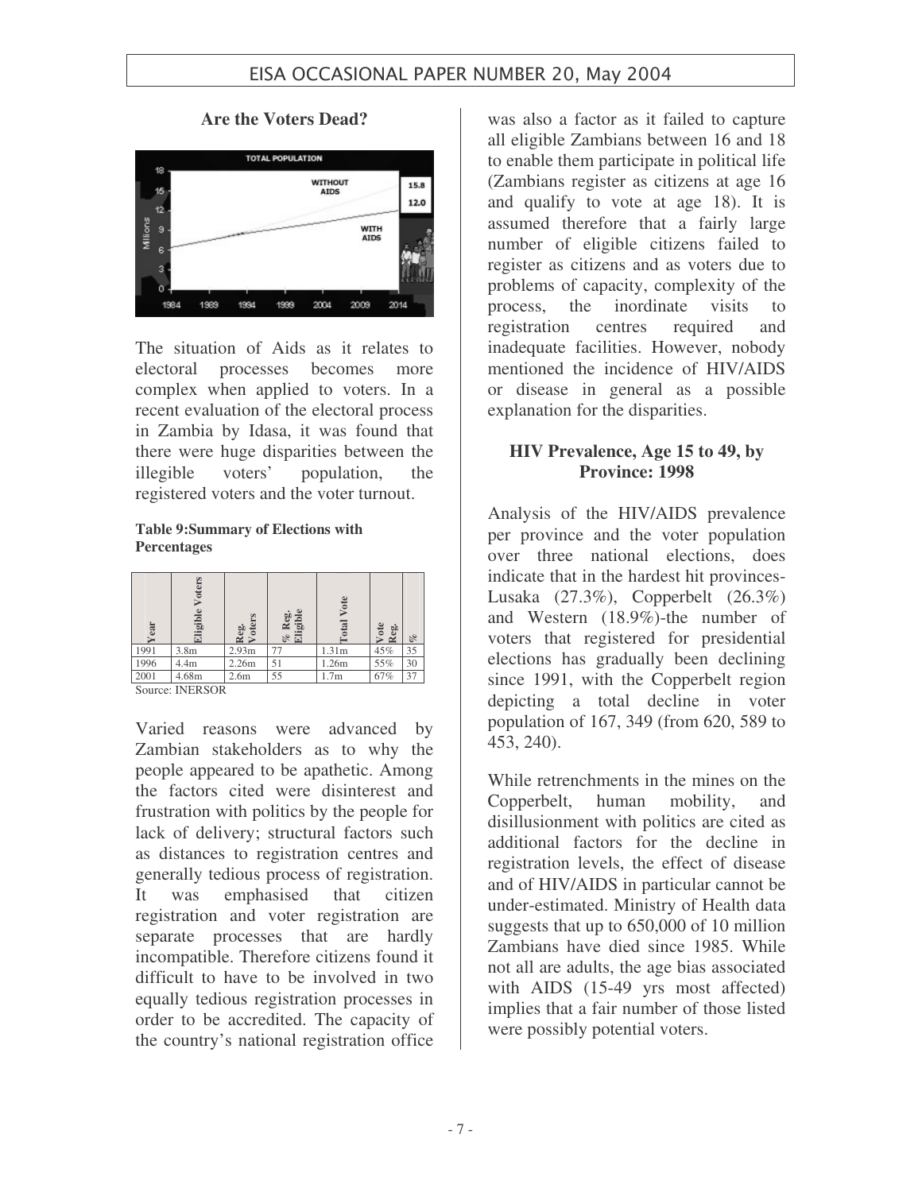### Are the Voters Dead?

The situation of Aids as it relates to electoral processes becomes more complex when applied to voters. In a recent evaluation of the electoral process in Zambia by Idasa, it was found that there were huge disparities between the illegible voters' population, the registered voters and the voter turnout.

**Table 9:Summary of Elections with Percentages**

| Year | Eligible Voters | Reg. Voters | % Reg. Eligible | Total Vote | Vote Reg. | % |
|---|---|---|---|---|---|---|
| 1991 | 3.8m | 2.93m | 77 | 1.31m | 45% | 35 |
| 1996 | 4.4m | 2.26m | 51 | 1.26m | 55% | 30 |
| 2001 | 4.68m | 2.6m | 55 | 1.7m | 67% | 37 |

Source: INERSOR

Varied reasons were advanced by Zambian stakeholders as to why the people appeared to be apathetic. Among the factors cited were disinterest and frustration with politics by the people for lack of delivery; structural factors such as distances to registration centres and generally tedious process of registration. It was emphasised that citizen registration and voter registration are separate processes that are hardly incompatible. Therefore citizens found it difficult to have to be involved in two equally tedious registration processes in order to be accredited. The capacity of the country's national registration office was also a factor as it failed to capture all eligible Zambians between 16 and 18 to enable them participate in political life (Zambians register as citizens at age 16 and qualify to vote at age 18). It is assumed therefore that a fairly large number of eligible citizens failed to register as citizens and as voters due to problems of capacity, complexity of the process, the inordinate visits to registration centres required and inadequate facilities. However, nobody mentioned the incidence of HIV/AIDS or disease in general as a possible explanation for the disparities.

### HIV Prevalence, Age 15 to 49, by Province: 1998

Analysis of the HIV/AIDS prevalence per province and the voter population over three national elections, does indicate that in the hardest hit provinces-Lusaka (27.3%), Copperbelt (26.3%) and Western (18.9%)-the number of voters that registered for presidential elections has gradually been declining since 1991, with the Copperbelt region depicting a total decline in voter population of 167, 349 (from 620, 589 to 453, 240).

While retrenchments in the mines on the Copperbelt, human mobility, and disillusionment with politics are cited as additional factors for the decline in registration levels, the effect of disease and of HIV/AIDS in particular cannot be under-estimated. Ministry of Health data suggests that up to 650,000 of 10 million Zambians have died since 1985. While not all are adults, the age bias associated with AIDS (15-49 yrs most affected) implies that a fair number of those listed were possibly potential voters.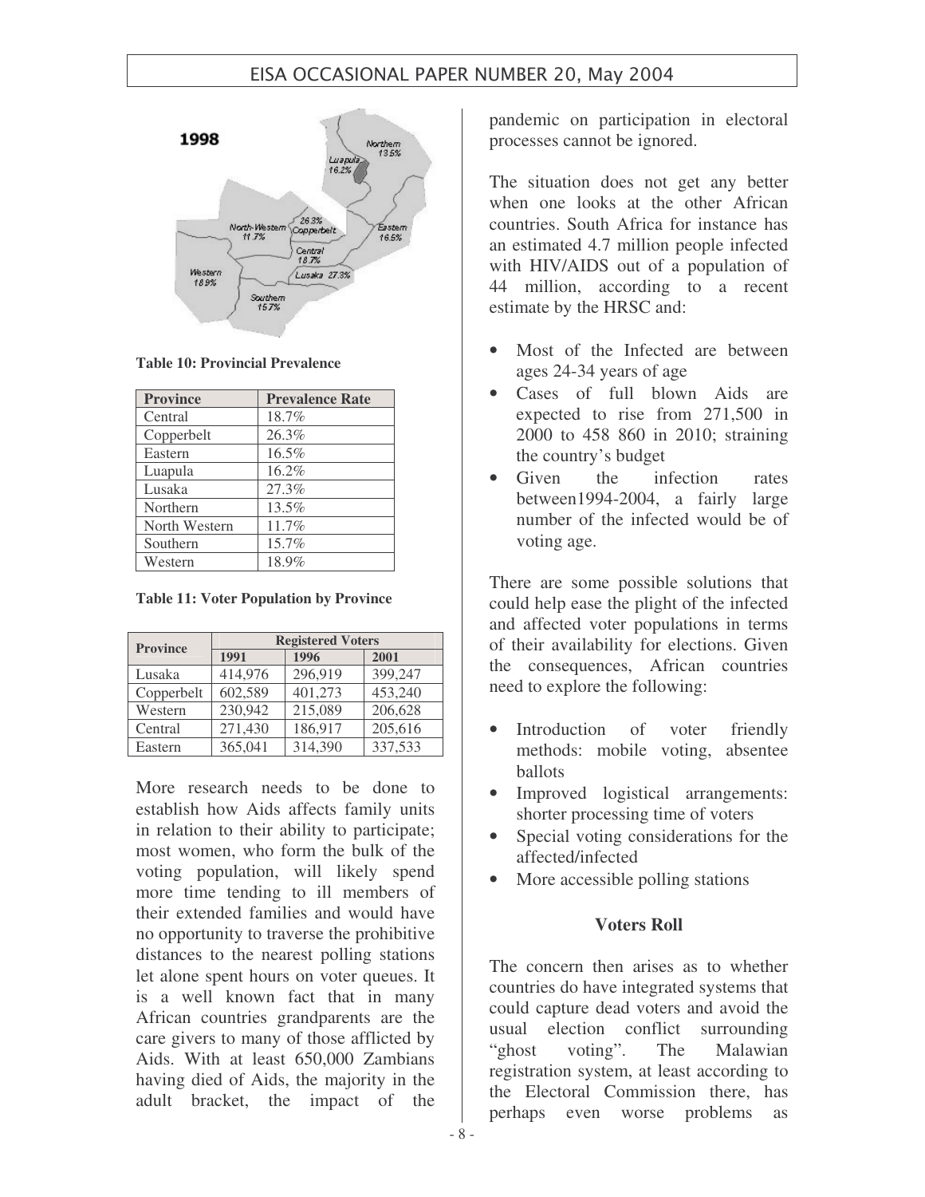Table 10: Provincial Prevalence

| Province | Prevalence Rate |
|---|---|
| Central | 18.7% |
| Copperbelt | 26.3% |
| Eastern | 16.5% |
| Luapula | 16.2% |
| Lusaka | 27.3% |
| Northern | 13.5% |
| North Western | 11.7% |
| Southern | 15.7% |
| Western | 18.9% |

**Table 11: Voter Population by Province**

| Province | Registered Voters | | |
|---|---|---|---|
| | 1991 | 1996 | 2001 |
| Lusaka | 414,976 | 296,919 | 399,247 |
| Copperbelt | 602,589 | 401,273 | 453,240 |
| Western | 230,942 | 215,089 | 206,628 |
| Central | 271,430 | 186,917 | 205,616 |
| Eastern | 365,041 | 314,390 | 337,533 |

More research needs to be done to establish how Aids affects family units in relation to their ability to participate; most women, who form the bulk of the voting population, will likely spend more time tending to ill members of their extended families and would have no opportunity to traverse the prohibitive distances to the nearest polling stations let alone spent hours on voter queues. It is a well known fact that in many African countries grandparents are the care givers to many of those afflicted by Aids. With at least 650,000 Zambians having died of Aids, the majority in the adult bracket, the impact of the pandemic on participation in electoral processes cannot be ignored.

The situation does not get any better when one looks at the other African countries. South Africa for instance has an estimated 4.7 million people infected with HIV/AIDS out of a population of 44 million, according to a recent estimate by the HRSC and:

- Most of the Infected are between ages 24-34 years of age
- Cases of full blown Aids are expected to rise from 271,500 in 2000 to 458 860 in 2010; straining the country's budget
- Given the infection rates between1994-2004, a fairly large number of the infected would be of voting age.

There are some possible solutions that could help ease the plight of the infected and affected voter populations in terms of their availability for elections. Given the consequences, African countries need to explore the following:

- Introduction of voter friendly methods: mobile voting, absentee ballots
- Improved logistical arrangements: shorter processing time of voters
- Special voting considerations for the affected/infected
- More accessible polling stations

### Voters Roll

The concern then arises as to whether countries do have integrated systems that could capture dead voters and avoid the usual election conflict surrounding "ghost voting". The Malawian registration system, at least according to the Electoral Commission there, has perhaps even worse problems as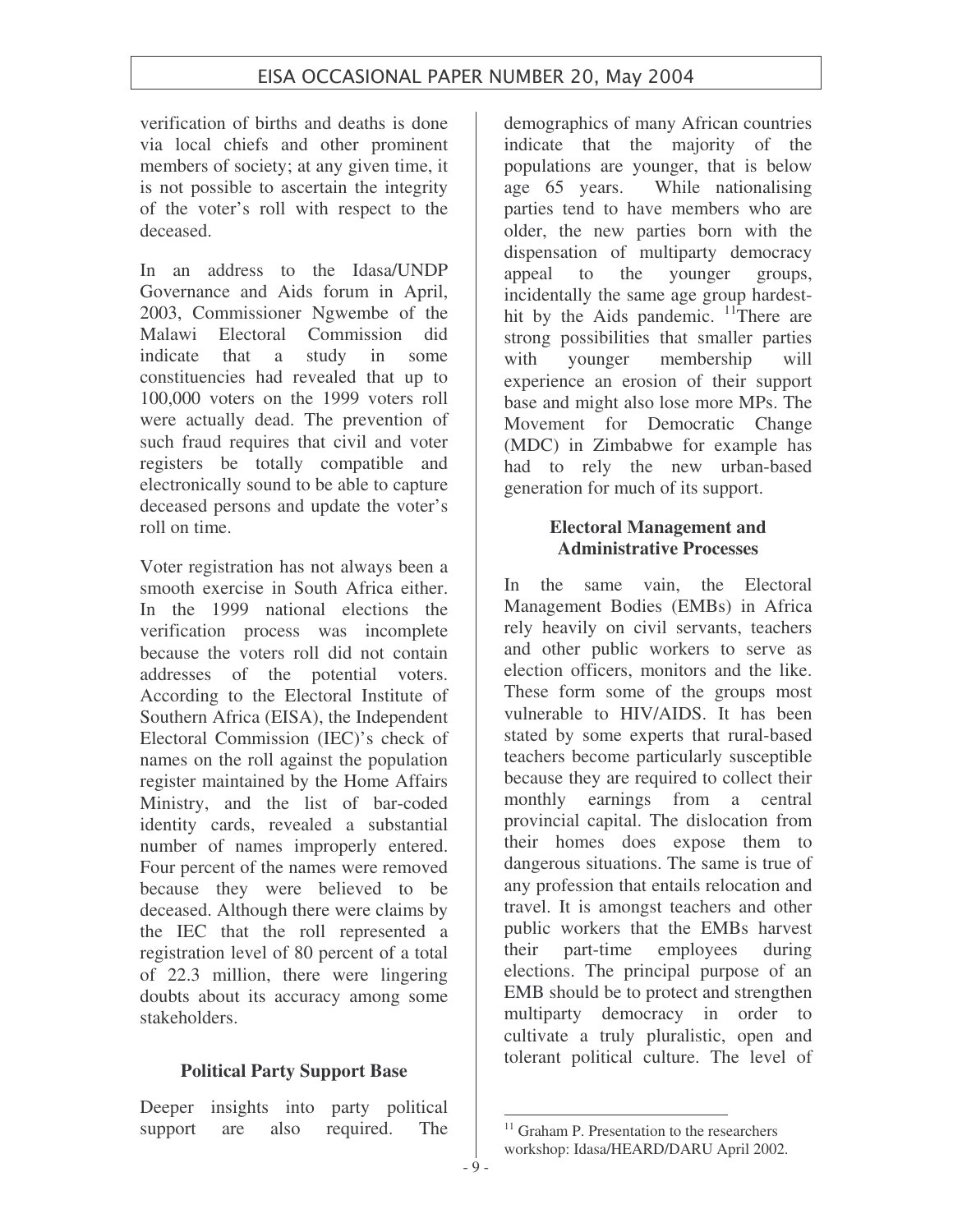verification of births and deaths is done via local chiefs and other prominent members of society; at any given time, it is not possible to ascertain the integrity of the voter's roll with respect to the deceased.

In an address to the Idasa/UNDP Governance and Aids forum in April, 2003, Commissioner Ngwembe of the Malawi Electoral Commission did indicate that a study in some constituencies had revealed that up to 100,000 voters on the 1999 voters roll were actually dead. The prevention of such fraud requires that civil and voter registers be totally compatible and electronically sound to be able to capture deceased persons and update the voter's roll on time.

Voter registration has not always been a smooth exercise in South Africa either. In the 1999 national elections the verification process was incomplete because the voters roll did not contain addresses of the potential voters. According to the Electoral Institute of Southern Africa (EISA), the Independent Electoral Commission (IEC)'s check of names on the roll against the population register maintained by the Home Affairs Ministry, and the list of bar-coded identity cards, revealed a substantial number of names improperly entered. Four percent of the names were removed because they were believed to be deceased. Although there were claims by the IEC that the roll represented a registration level of 80 percent of a total of 22.3 million, there were lingering doubts about its accuracy among some stakeholders.

## Political Party Support Base

Deeper insights into party political support are also required. The demographics of many African countries indicate that the majority of the populations are younger, that is below age 65 years. While nationalising parties tend to have members who are older, the new parties born with the dispensation of multiparty democracy appeal to the younger groups, incidentally the same age group hardest-hit by the Aids pandemic. [11]There are strong possibilities that smaller parties with younger membership will experience an erosion of their support base and might also lose more MPs. The Movement for Democratic Change (MDC) in Zimbabwe for example has had to rely the new urban-based generation for much of its support.

## Electoral Management and Administrative Processes

In the same vain, the Electoral Management Bodies (EMBs) in Africa rely heavily on civil servants, teachers and other public workers to serve as election officers, monitors and the like. These form some of the groups most vulnerable to HIV/AIDS. It has been stated by some experts that rural-based teachers become particularly susceptible because they are required to collect their monthly earnings from a central provincial capital. The dislocation from their homes does expose them to dangerous situations. The same is true of any profession that entails relocation and travel. It is amongst teachers and other public workers that the EMBs harvest their part-time employees during elections. The principal purpose of an EMB should be to protect and strengthen multiparty democracy in order to cultivate a truly pluralistic, open and tolerant political culture. The level of

---

[11] Graham P. Presentation to the researchers workshop: Idasa/HEARD/DARU April 2002.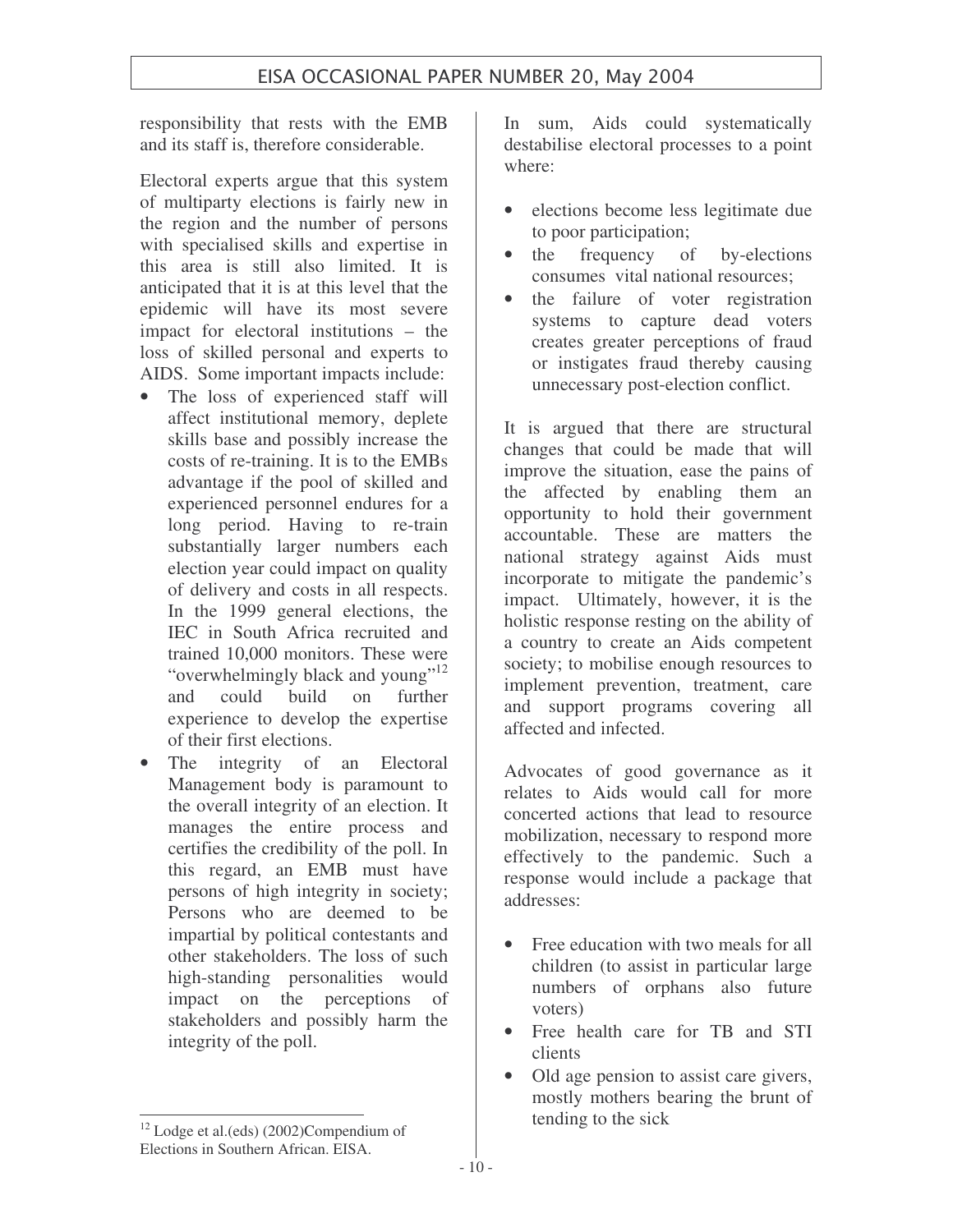responsibility that rests with the EMB and its staff is, therefore considerable.

Electoral experts argue that this system of multiparty elections is fairly new in the region and the number of persons with specialised skills and expertise in this area is still also limited. It is anticipated that it is at this level that the epidemic will have its most severe impact for electoral institutions – the loss of skilled personal and experts to AIDS. Some important impacts include:

- The loss of experienced staff will affect institutional memory, deplete skills base and possibly increase the costs of re-training. It is to the EMBs advantage if the pool of skilled and experienced personnel endures for a long period. Having to re-train substantially larger numbers each election year could impact on quality of delivery and costs in all respects. In the 1999 general elections, the IEC in South Africa recruited and trained 10,000 monitors. These were "overwhelmingly black and young"[12] and could build on further experience to develop the expertise of their first elections.
- The integrity of an Electoral Management body is paramount to the overall integrity of an election. It manages the entire process and certifies the credibility of the poll. In this regard, an EMB must have persons of high integrity in society; Persons who are deemed to be impartial by political contestants and other stakeholders. The loss of such high-standing personalities would impact on the perceptions of stakeholders and possibly harm the integrity of the poll.

In sum, Aids could systematically destabilise electoral processes to a point where:

- elections become less legitimate due to poor participation;
- the frequency of by-elections consumes vital national resources;
- the failure of voter registration systems to capture dead voters creates greater perceptions of fraud or instigates fraud thereby causing unnecessary post-election conflict.

It is argued that there are structural changes that could be made that will improve the situation, ease the pains of the affected by enabling them an opportunity to hold their government accountable. These are matters the national strategy against Aids must incorporate to mitigate the pandemic's impact. Ultimately, however, it is the holistic response resting on the ability of a country to create an Aids competent society; to mobilise enough resources to implement prevention, treatment, care and support programs covering all affected and infected.

Advocates of good governance as it relates to Aids would call for more concerted actions that lead to resource mobilization, necessary to respond more effectively to the pandemic. Such a response would include a package that addresses:

- Free education with two meals for all children (to assist in particular large numbers of orphans also future voters)
- Free health care for TB and STI clients
- Old age pension to assist care givers, mostly mothers bearing the brunt of tending to the sick

[12] Lodge et al.(eds) (2002)Compendium of Elections in Southern African. EISA.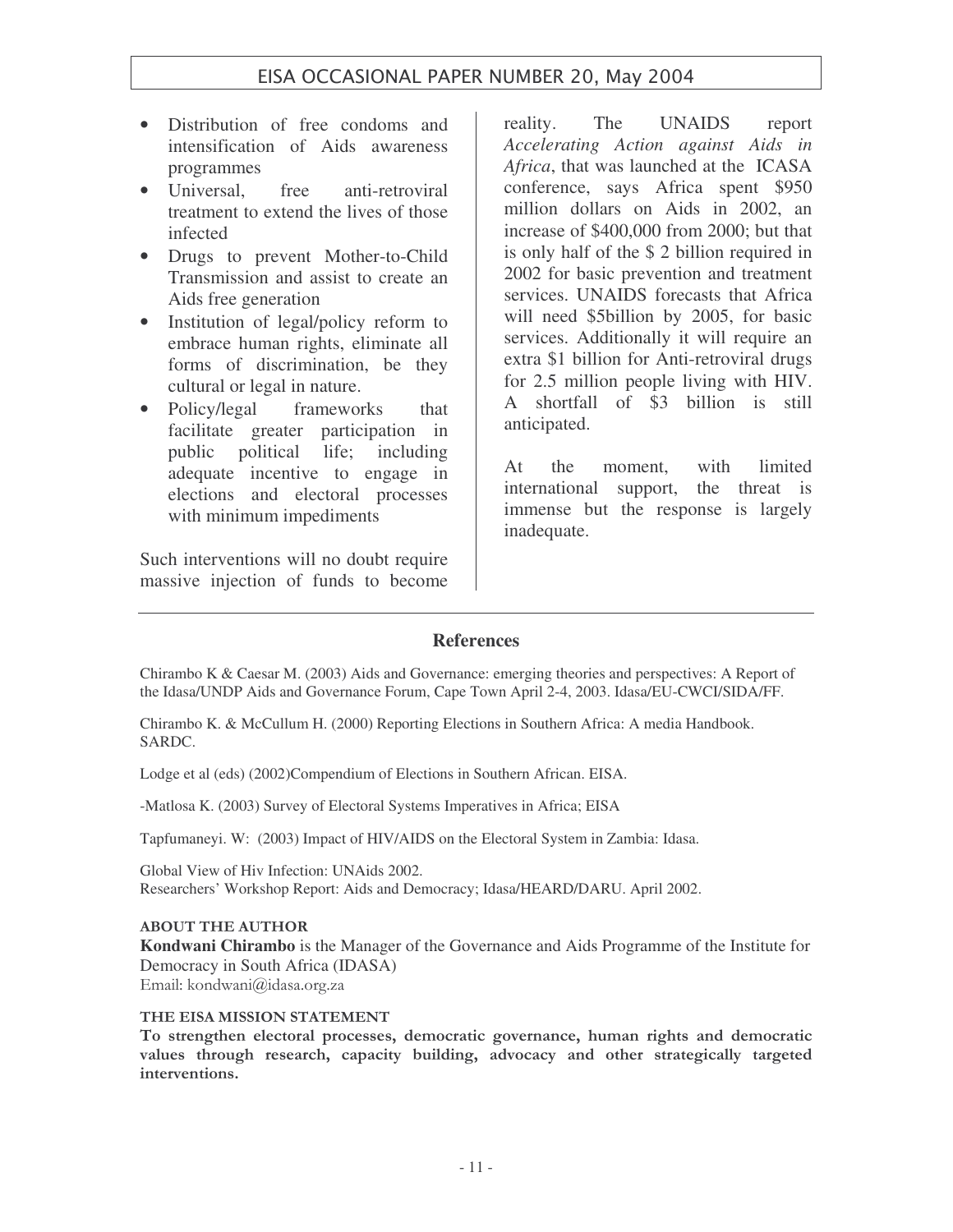- Distribution of free condoms and intensification of Aids awareness programmes
- Universal, free anti-retroviral treatment to extend the lives of those infected
- Drugs to prevent Mother-to-Child Transmission and assist to create an Aids free generation
- Institution of legal/policy reform to embrace human rights, eliminate all forms of discrimination, be they cultural or legal in nature.
- Policy/legal frameworks that facilitate greater participation in public political life; including adequate incentive to engage in elections and electoral processes with minimum impediments

Such interventions will no doubt require massive injection of funds to become reality. The UNAIDS report *Accelerating Action against Aids in Africa*, that was launched at the ICASA conference, says Africa spent $950 million dollars on Aids in 2002, an increase of $400,000 from 2000; but that is only half of the $ 2 billion required in 2002 for basic prevention and treatment services. UNAIDS forecasts that Africa will need $5billion by 2005, for basic services. Additionally it will require an extra $1 billion for Anti-retroviral drugs for 2.5 million people living with HIV. A shortfall of $3 billion is still anticipated.

At the moment, with limited international support, the threat is immense but the response is largely inadequate.

## References

Chirambo K & Caesar M. (2003) Aids and Governance: emerging theories and perspectives: A Report of the Idasa/UNDP Aids and Governance Forum, Cape Town April 2-4, 2003. Idasa/EU-CWCI/SIDA/FF.

Chirambo K. & McCullum H. (2000) Reporting Elections in Southern Africa: A media Handbook. SARDC.

Lodge et al (eds) (2002)Compendium of Elections in Southern African. EISA.

-Matlosa K. (2003) Survey of Electoral Systems Imperatives in Africa; EISA

Tapfumaneyi. W: (2003) Impact of HIV/AIDS on the Electoral System in Zambia: Idasa.

Global View of Hiv Infection: UNAids 2002.
Researchers' Workshop Report: Aids and Democracy; Idasa/HEARD/DARU. April 2002.

**ABOUT THE AUTHOR**

**Kondwani Chirambo** is the Manager of the Governance and Aids Programme of the Institute for Democracy in South Africa (IDASA)
Email: kondwani@idasa.org.za

**THE EISA MISSION STATEMENT**

**To strengthen electoral processes, democratic governance, human rights and democratic values through research, capacity building, advocacy and other strategically targeted interventions.**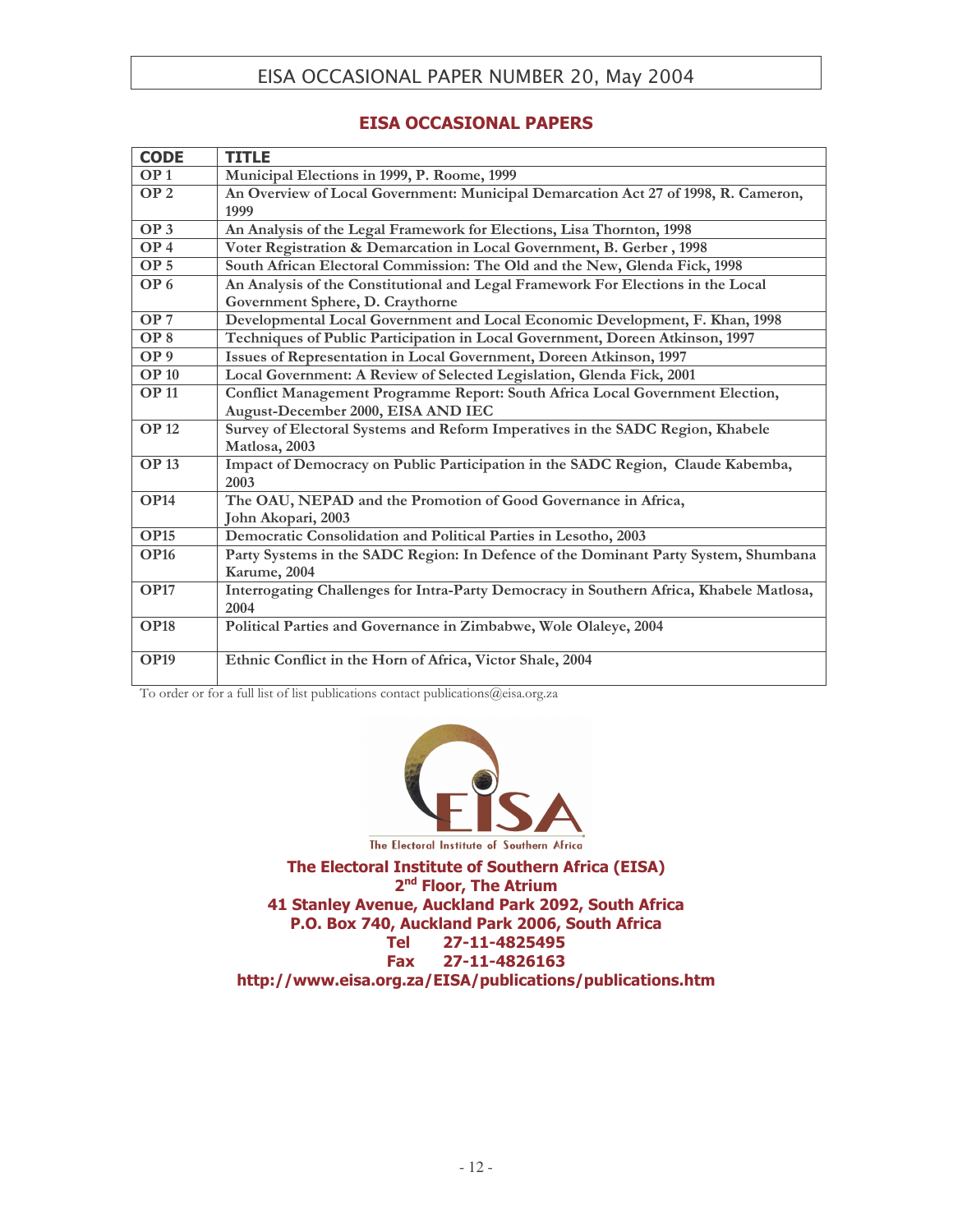## EISA OCCASIONAL PAPERS

| CODE | TITLE |
|---|---|
| OP 1 | Municipal Elections in 1999, P. Roome, 1999 |
| OP 2 | An Overview of Local Government: Municipal Demarcation Act 27 of 1998, R. Cameron, 1999 |
| OP 3 | An Analysis of the Legal Framework for Elections, Lisa Thornton, 1998 |
| OP 4 | Voter Registration & Demarcation in Local Government, B. Gerber , 1998 |
| OP 5 | South African Electoral Commission: The Old and the New, Glenda Fick, 1998 |
| OP 6 | An Analysis of the Constitutional and Legal Framework For Elections in the Local Government Sphere, D. Craythorne |
| OP 7 | Developmental Local Government and Local Economic Development, F. Khan, 1998 |
| OP 8 | Techniques of Public Participation in Local Government, Doreen Atkinson, 1997 |
| OP 9 | Issues of Representation in Local Government, Doreen Atkinson, 1997 |
| OP 10 | Local Government: A Review of Selected Legislation, Glenda Fick, 2001 |
| OP 11 | Conflict Management Programme Report: South Africa Local Government Election, August-December 2000, EISA AND IEC |
| OP 12 | Survey of Electoral Systems and Reform Imperatives in the SADC Region, Khabele Matlosa, 2003 |
| OP 13 | Impact of Democracy on Public Participation in the SADC Region, Claude Kabemba, 2003 |
| OP14 | The OAU, NEPAD and the Promotion of Good Governance in Africa, John Akopari, 2003 |
| OP15 | Democratic Consolidation and Political Parties in Lesotho, 2003 |
| OP16 | Party Systems in the SADC Region: In Defence of the Dominant Party System, Shumbana Karume, 2004 |
| OP17 | Interrogating Challenges for Intra-Party Democracy in Southern Africa, Khabele Matlosa, 2004 |
| OP18 | Political Parties and Governance in Zimbabwe, Wole Olaleye, 2004 |
| OP19 | Ethnic Conflict in the Horn of Africa, Victor Shale, 2004 |

To order or for a full list of list publications contact publications@eisa.org.za

EISA

The Electoral Institute of Southern Africa

**The Electoral Institute of Southern Africa (EISA)**
**2nd Floor, The Atrium**
**41 Stanley Avenue, Auckland Park 2092, South Africa**
**P.O. Box 740, Auckland Park 2006, South Africa**
**Tel 27-11-4825495**
**Fax 27-11-4826163**
**http://www.eisa.org.za/EISA/publications/publications.htm**